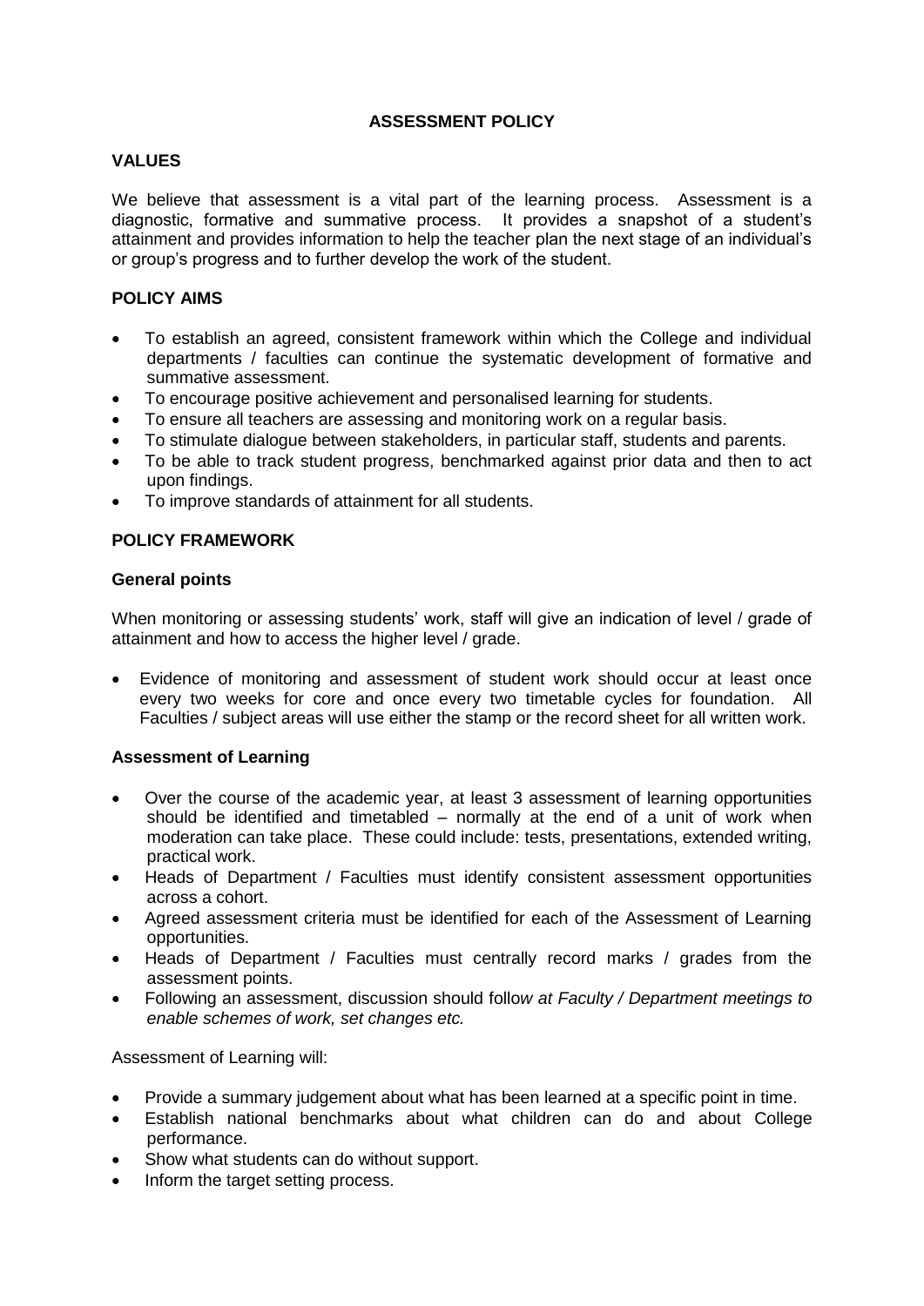# ASSESSMENT POLICY

## VALUES

We believe that assessment is a vital part of the learning process. Assessment is a diagnostic, formative and summative process. It provides a snapshot of a student's attainment and provides information to help the teacher plan the next stage of an individual's or group's progress and to further develop the work of the student.

## POLICY AIMS

- To establish an agreed, consistent framework within which the College and individual departments / faculties can continue the systematic development of formative and summative assessment.
- To encourage positive achievement and personalised learning for students.
- To ensure all teachers are assessing and monitoring work on a regular basis.
- To stimulate dialogue between stakeholders, in particular staff, students and parents.
- To be able to track student progress, benchmarked against prior data and then to act upon findings.
- To improve standards of attainment for all students.

## POLICY FRAMEWORK

### General points

When monitoring or assessing students' work, staff will give an indication of level / grade of attainment and how to access the higher level / grade.

- Evidence of monitoring and assessment of student work should occur at least once every two weeks for core and once every two timetable cycles for foundation. All Faculties / subject areas will use either the stamp or the record sheet for all written work.

### Assessment of Learning

- Over the course of the academic year, at least 3 assessment of learning opportunities should be identified and timetabled – normally at the end of a unit of work when moderation can take place. These could include: tests, presentations, extended writing, practical work.
- Heads of Department / Faculties must identify consistent assessment opportunities across a cohort.
- Agreed assessment criteria must be identified for each of the Assessment of Learning opportunities.
- Heads of Department / Faculties must centrally record marks / grades from the assessment points.
- Following an assessment, discussion should follo*w at Faculty / Department meetings to enable schemes of work, set changes etc.*

Assessment of Learning will:

- Provide a summary judgement about what has been learned at a specific point in time.
- Establish national benchmarks about what children can do and about College performance.
- Show what students can do without support.
- Inform the target setting process.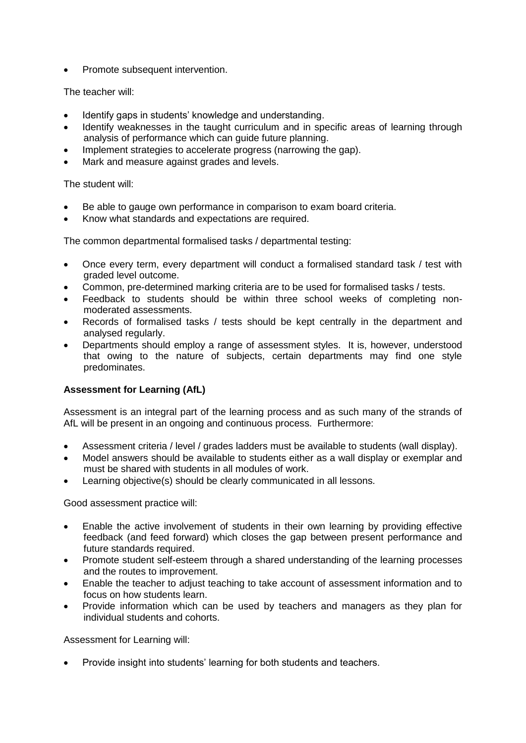- Promote subsequent intervention.

The teacher will:

- Identify gaps in students' knowledge and understanding.
- Identify weaknesses in the taught curriculum and in specific areas of learning through analysis of performance which can guide future planning.
- Implement strategies to accelerate progress (narrowing the gap).
- Mark and measure against grades and levels.

The student will:

- Be able to gauge own performance in comparison to exam board criteria.
- Know what standards and expectations are required.

The common departmental formalised tasks / departmental testing:

- Once every term, every department will conduct a formalised standard task / test with graded level outcome.
- Common, pre-determined marking criteria are to be used for formalised tasks / tests.
- Feedback to students should be within three school weeks of completing non-moderated assessments.
- Records of formalised tasks / tests should be kept centrally in the department and analysed regularly.
- Departments should employ a range of assessment styles. It is, however, understood that owing to the nature of subjects, certain departments may find one style predominates.

**Assessment for Learning (AfL)**

Assessment is an integral part of the learning process and as such many of the strands of AfL will be present in an ongoing and continuous process. Furthermore:

- Assessment criteria / level / grades ladders must be available to students (wall display).
- Model answers should be available to students either as a wall display or exemplar and must be shared with students in all modules of work.
- Learning objective(s) should be clearly communicated in all lessons.

Good assessment practice will:

- Enable the active involvement of students in their own learning by providing effective feedback (and feed forward) which closes the gap between present performance and future standards required.
- Promote student self-esteem through a shared understanding of the learning processes and the routes to improvement.
- Enable the teacher to adjust teaching to take account of assessment information and to focus on how students learn.
- Provide information which can be used by teachers and managers as they plan for individual students and cohorts.

Assessment for Learning will:

- Provide insight into students' learning for both students and teachers.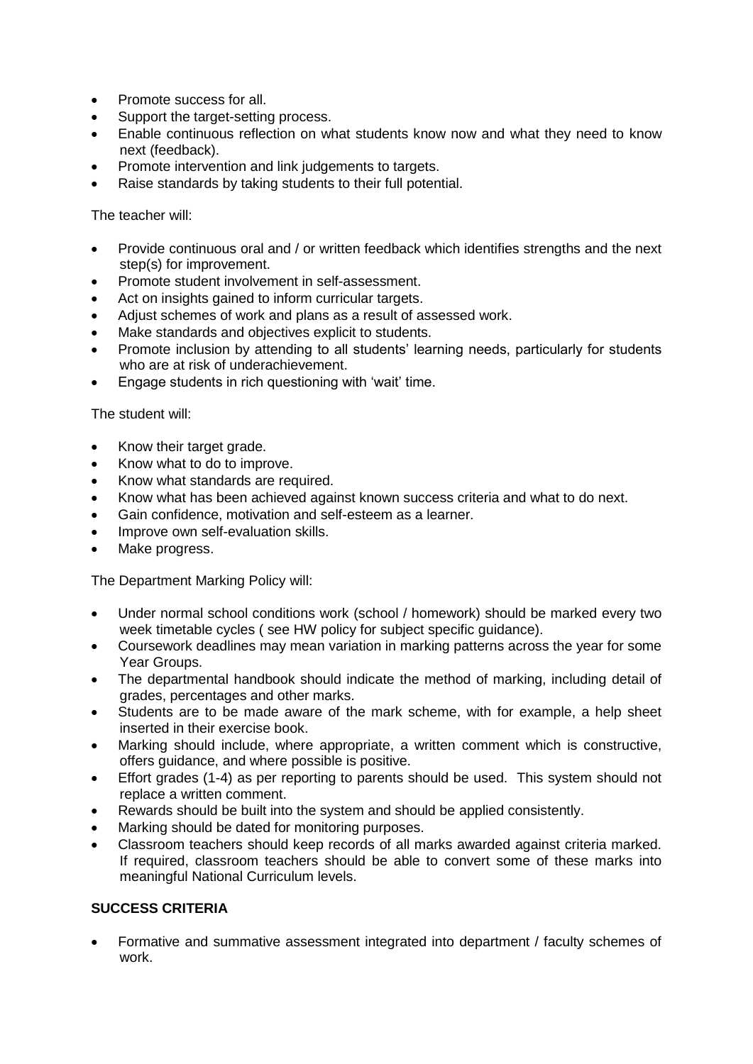- Promote success for all.
- Support the target-setting process.
- Enable continuous reflection on what students know now and what they need to know next (feedback).
- Promote intervention and link judgements to targets.
- Raise standards by taking students to their full potential.

The teacher will:

- Provide continuous oral and / or written feedback which identifies strengths and the next step(s) for improvement.
- Promote student involvement in self-assessment.
- Act on insights gained to inform curricular targets.
- Adjust schemes of work and plans as a result of assessed work.
- Make standards and objectives explicit to students.
- Promote inclusion by attending to all students' learning needs, particularly for students who are at risk of underachievement.
- Engage students in rich questioning with 'wait' time.

The student will:

- Know their target grade.
- Know what to do to improve.
- Know what standards are required.
- Know what has been achieved against known success criteria and what to do next.
- Gain confidence, motivation and self-esteem as a learner.
- Improve own self-evaluation skills.
- Make progress.

The Department Marking Policy will:

- Under normal school conditions work (school / homework) should be marked every two week timetable cycles ( see HW policy for subject specific guidance).
- Coursework deadlines may mean variation in marking patterns across the year for some Year Groups.
- The departmental handbook should indicate the method of marking, including detail of grades, percentages and other marks.
- Students are to be made aware of the mark scheme, with for example, a help sheet inserted in their exercise book.
- Marking should include, where appropriate, a written comment which is constructive, offers guidance, and where possible is positive.
- Effort grades (1-4) as per reporting to parents should be used. This system should not replace a written comment.
- Rewards should be built into the system and should be applied consistently.
- Marking should be dated for monitoring purposes.
- Classroom teachers should keep records of all marks awarded against criteria marked. If required, classroom teachers should be able to convert some of these marks into meaningful National Curriculum levels.

**SUCCESS CRITERIA**

- Formative and summative assessment integrated into department / faculty schemes of work.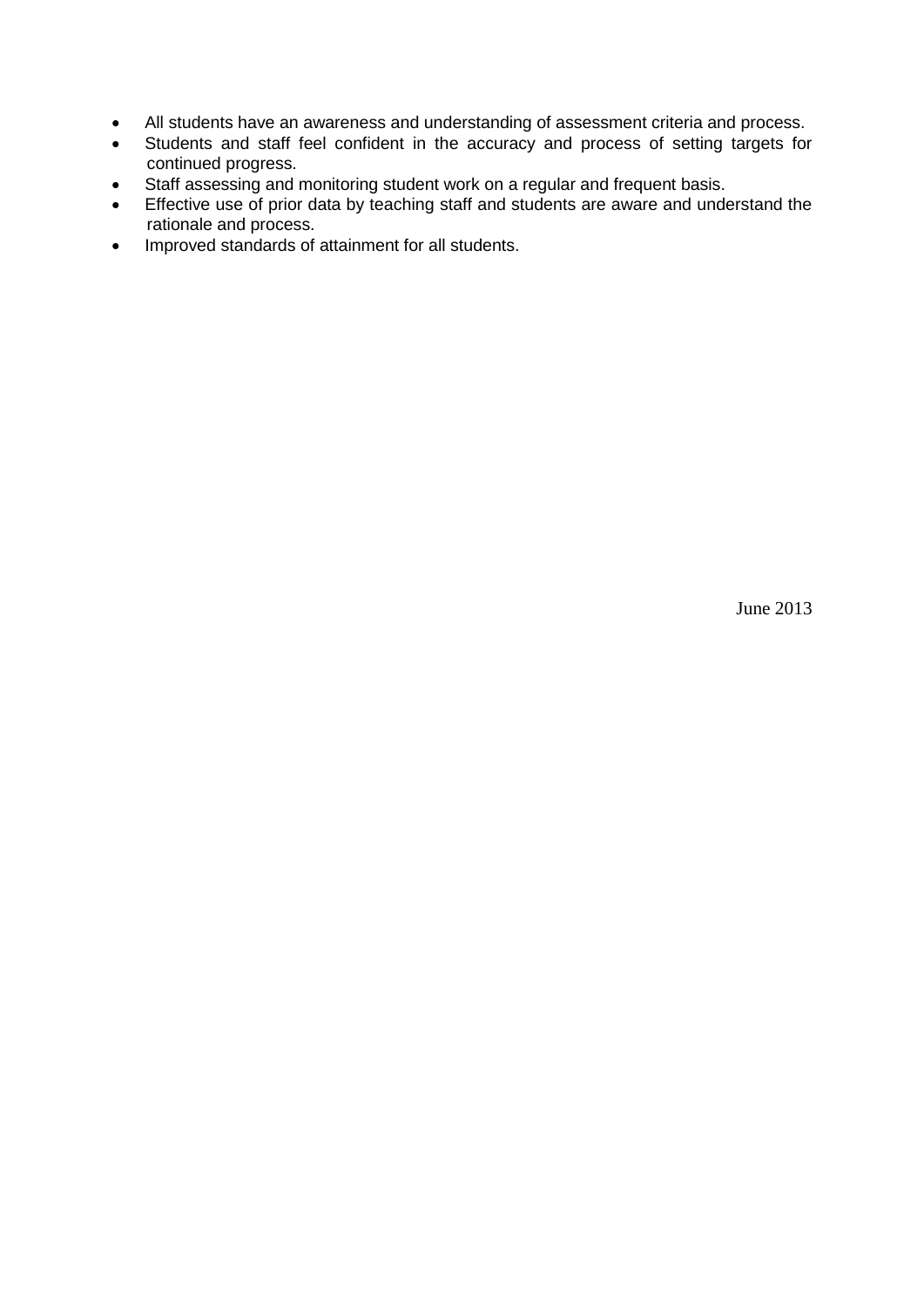- All students have an awareness and understanding of assessment criteria and process.
- Students and staff feel confident in the accuracy and process of setting targets for continued progress.
- Staff assessing and monitoring student work on a regular and frequent basis.
- Effective use of prior data by teaching staff and students are aware and understand the rationale and process.
- Improved standards of attainment for all students.

June 2013